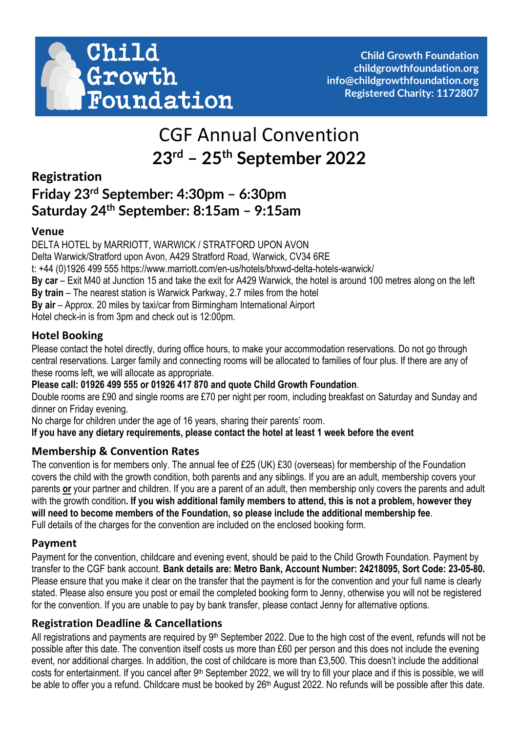# Child Growth Foundation

**Child Growth Foundation**
**childgrowthfoundation.org**
**info@childgrowthfoundation.org**
**Registered Charity: 1172807**

# CGF Annual Convention

# 23rd – 25th September 2022

## Registration

## Friday 23rd September: 4:30pm – 6:30pm
## Saturday 24th September: 8:15am – 9:15am

### Venue

DELTA HOTEL by MARRIOTT, WARWICK / STRATFORD UPON AVON
Delta Warwick/Stratford upon Avon, A429 Stratford Road, Warwick, CV34 6RE
t: +44 (0)1926 499 555 https://www.marriott.com/en-us/hotels/bhxwd-delta-hotels-warwick/
**By car** – Exit M40 at Junction 15 and take the exit for A429 Warwick, the hotel is around 100 metres along on the left
**By train** – The nearest station is Warwick Parkway, 2.7 miles from the hotel
**By air** – Approx. 20 miles by taxi/car from Birmingham International Airport
Hotel check-in is from 3pm and check out is 12:00pm.

### Hotel Booking

Please contact the hotel directly, during office hours, to make your accommodation reservations. Do not go through central reservations. Larger family and connecting rooms will be allocated to families of four plus. If there are any of these rooms left, we will allocate as appropriate.

**Please call: 01926 499 555 or 01926 417 870 and quote Child Growth Foundation**.

Double rooms are £90 and single rooms are £70 per night per room, including breakfast on Saturday and Sunday and dinner on Friday evening.

No charge for children under the age of 16 years, sharing their parents' room.

**If you have any dietary requirements, please contact the hotel at least 1 week before the event**

### Membership & Convention Rates

The convention is for members only. The annual fee of £25 (UK) £30 (overseas) for membership of the Foundation covers the child with the growth condition, both parents and any siblings. If you are an adult, membership covers your parents **or** your partner and children. If you are a parent of an adult, then membership only covers the parents and adult with the growth condition**. If you wish additional family members to attend, this is not a problem, however they will need to become members of the Foundation, so please include the additional membership fee**.
Full details of the charges for the convention are included on the enclosed booking form.

### Payment

Payment for the convention, childcare and evening event, should be paid to the Child Growth Foundation. Payment by transfer to the CGF bank account. **Bank details are: Metro Bank, Account Number: 24218095, Sort Code: 23-05-80.** Please ensure that you make it clear on the transfer that the payment is for the convention and your full name is clearly stated. Please also ensure you post or email the completed booking form to Jenny, otherwise you will not be registered for the convention. If you are unable to pay by bank transfer, please contact Jenny for alternative options.

### Registration Deadline & Cancellations

All registrations and payments are required by 9th September 2022. Due to the high cost of the event, refunds will not be possible after this date. The convention itself costs us more than £60 per person and this does not include the evening event, nor additional charges. In addition, the cost of childcare is more than £3,500. This doesn't include the additional costs for entertainment. If you cancel after 9th September 2022, we will try to fill your place and if this is possible, we will be able to offer you a refund. Childcare must be booked by 26th August 2022. No refunds will be possible after this date.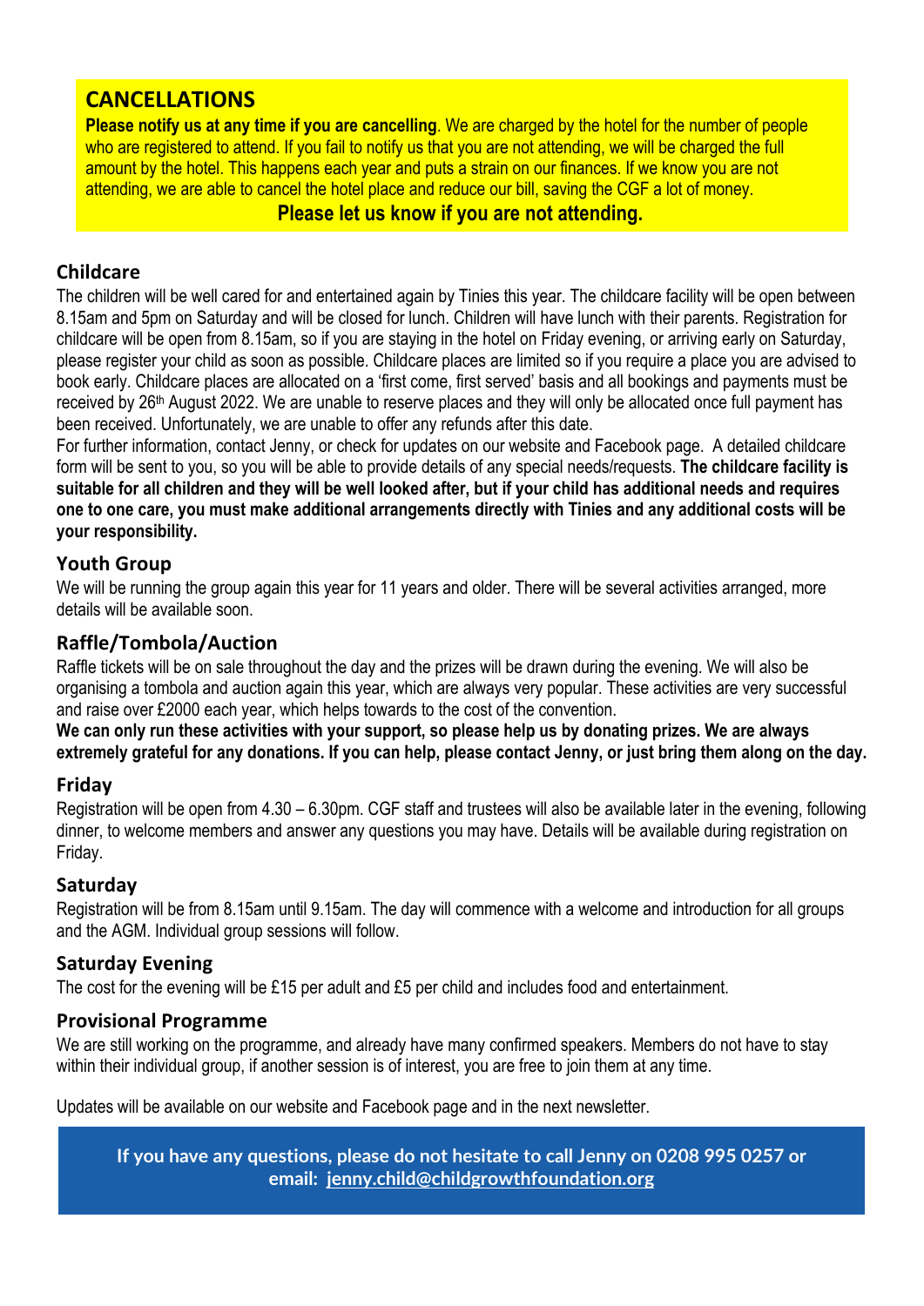## CANCELLATIONS

**Please notify us at any time if you are cancelling**. We are charged by the hotel for the number of people who are registered to attend. If you fail to notify us that you are not attending, we will be charged the full amount by the hotel. This happens each year and puts a strain on our finances. If we know you are not attending, we are able to cancel the hotel place and reduce our bill, saving the CGF a lot of money.

**Please let us know if you are not attending.**

### Childcare

The children will be well cared for and entertained again by Tinies this year. The childcare facility will be open between 8.15am and 5pm on Saturday and will be closed for lunch. Children will have lunch with their parents. Registration for childcare will be open from 8.15am, so if you are staying in the hotel on Friday evening, or arriving early on Saturday, please register your child as soon as possible. Childcare places are limited so if you require a place you are advised to book early. Childcare places are allocated on a 'first come, first served' basis and all bookings and payments must be received by 26th August 2022. We are unable to reserve places and they will only be allocated once full payment has been received. Unfortunately, we are unable to offer any refunds after this date.

For further information, contact Jenny, or check for updates on our website and Facebook page. A detailed childcare form will be sent to you, so you will be able to provide details of any special needs/requests. **The childcare facility is suitable for all children and they will be well looked after, but if your child has additional needs and requires one to one care, you must make additional arrangements directly with Tinies and any additional costs will be your responsibility.**

### Youth Group

We will be running the group again this year for 11 years and older. There will be several activities arranged, more details will be available soon.

### Raffle/Tombola/Auction

Raffle tickets will be on sale throughout the day and the prizes will be drawn during the evening. We will also be organising a tombola and auction again this year, which are always very popular. These activities are very successful and raise over £2000 each year, which helps towards to the cost of the convention.

**We can only run these activities with your support, so please help us by donating prizes. We are always extremely grateful for any donations. If you can help, please contact Jenny, or just bring them along on the day.**

### Friday

Registration will be open from 4.30 – 6.30pm. CGF staff and trustees will also be available later in the evening, following dinner, to welcome members and answer any questions you may have. Details will be available during registration on Friday.

### Saturday

Registration will be from 8.15am until 9.15am. The day will commence with a welcome and introduction for all groups and the AGM. Individual group sessions will follow.

### Saturday Evening

The cost for the evening will be £15 per adult and £5 per child and includes food and entertainment.

### Provisional Programme

We are still working on the programme, and already have many confirmed speakers. Members do not have to stay within their individual group, if another session is of interest, you are free to join them at any time.

Updates will be available on our website and Facebook page and in the next newsletter.

**If you have any questions, please do not hesitate to call Jenny on 0208 995 0257 or email: jenny.child@childgrowthfoundation.org**